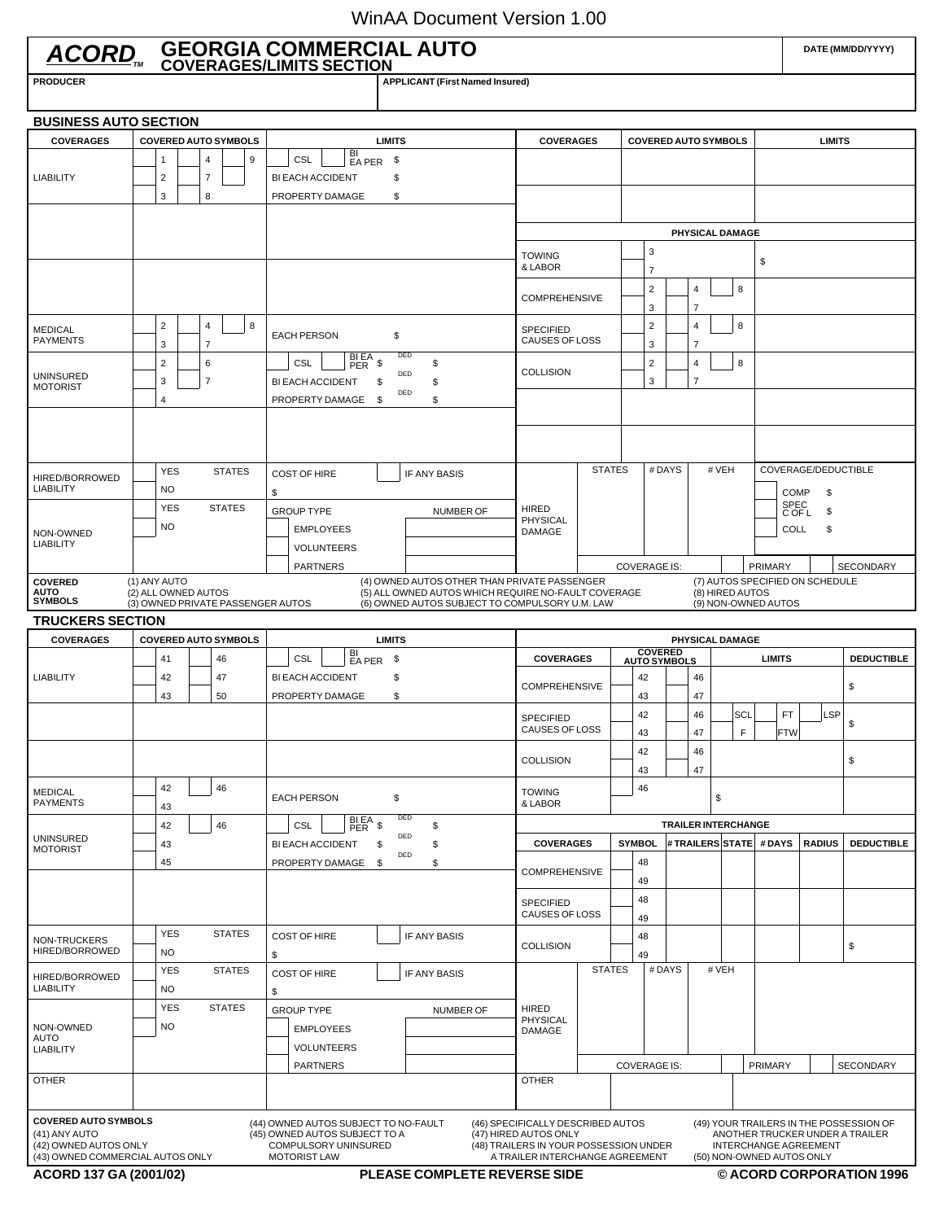WinAA Document Version 1.00

# ACORD™ GEORGIA COMMERCIAL AUTO
## COVERAGES/LIMITS SECTION

DATE (MM/DD/YYYY)

| PRODUCER | APPLICANT (First Named Insured) |
|---|---|
| | |

### BUSINESS AUTO SECTION

| COVERAGES | COVERED AUTO SYMBOLS | LIMITS |
|---|---|---|
| LIABILITY | 1, 4, 9, 2, 7, 3, 8 | CSL BI EA PER $ / BI EACH ACCIDENT $ / PROPERTY DAMAGE $ |
| | | |
| | | |
| MEDICAL PAYMENTS | 2, 4, 8, 3, 7 | EACH PERSON $ |
| UNINSURED MOTORIST | 2, 6, 3, 7, 4 | CSL BI EA PER $ DED $ / BI EACH ACCIDENT $ DED $ / PROPERTY DAMAGE $ DED $ |
| | | |
| HIRED/BORROWED LIABILITY | YES / NO, STATES | COST OF HIRE $ / IF ANY BASIS |
| NON-OWNED LIABILITY | YES / NO, STATES | GROUP TYPE: EMPLOYEES / VOLUNTEERS / PARTNERS — NUMBER OF |

| COVERAGES | COVERED AUTO SYMBOLS | LIMITS |
|---|---|---|
| | | |
| | | |
| **PHYSICAL DAMAGE** | | |
| TOWING & LABOR | 3, 7 | $ |
| COMPREHENSIVE | 2, 4, 8, 3, 7 | |
| SPECIFIED CAUSES OF LOSS | 2, 4, 8, 3, 7 | |
| COLLISION | 2, 4, 8, 3, 7 | |
| | | |
| | | |

| HIRED PHYSICAL DAMAGE | STATES | # DAYS | # VEH | COVERAGE/DEDUCTIBLE |
|---|---|---|---|---|
| | | | | COMP $ |
| | | | | SPEC C OF L $ |
| | | | | COLL $ |
| COVERAGE IS: | | | | PRIMARY / SECONDARY |

**COVERED AUTO SYMBOLS**
(1) ANY AUTO
(2) ALL OWNED AUTOS
(3) OWNED PRIVATE PASSENGER AUTOS
(4) OWNED AUTOS OTHER THAN PRIVATE PASSENGER
(5) ALL OWNED AUTOS WHICH REQUIRE NO-FAULT COVERAGE
(6) OWNED AUTOS SUBJECT TO COMPULSORY U.M. LAW
(7) AUTOS SPECIFIED ON SCHEDULE
(8) HIRED AUTOS
(9) NON-OWNED AUTOS

### TRUCKERS SECTION

| COVERAGES | COVERED AUTO SYMBOLS | LIMITS |
|---|---|---|
| LIABILITY | 41, 46, 42, 47, 43, 50 | CSL BI EA PER $ / BI EACH ACCIDENT $ / PROPERTY DAMAGE $ |
| | | |
| | | |
| MEDICAL PAYMENTS | 42, 46, 43 | EACH PERSON $ |
| UNINSURED MOTORIST | 42, 46, 43, 45 | CSL BI EA PER $ DED $ / BI EACH ACCIDENT $ DED $ / PROPERTY DAMAGE $ DED $ |
| | | |
| NON-TRUCKERS HIRED/BORROWED | YES / NO, STATES | COST OF HIRE $ / IF ANY BASIS |
| HIRED/BORROWED LIABILITY | YES / NO, STATES | COST OF HIRE $ / IF ANY BASIS |
| NON-OWNED AUTO LIABILITY | YES / NO, STATES | GROUP TYPE: EMPLOYEES / VOLUNTEERS / PARTNERS — NUMBER OF |
| OTHER | | |

**PHYSICAL DAMAGE**

| COVERAGES | COVERED AUTO SYMBOLS | LIMITS | DEDUCTIBLE |
|---|---|---|---|
| COMPREHENSIVE | 42, 46, 43, 47 | | $ |
| SPECIFIED CAUSES OF LOSS | 42, 46, 43, 47 | SCL, FT, LSP, F, FTW | $ |
| COLLISION | 42, 46, 43, 47 | | $ |
| TOWING & LABOR | 46 | $ | |

**TRAILER INTERCHANGE**

| COVERAGES | SYMBOL | # TRAILERS | STATE | # DAYS | RADIUS | DEDUCTIBLE |
|---|---|---|---|---|---|---|
| COMPREHENSIVE | 48, 49 | | | | | |
| SPECIFIED CAUSES OF LOSS | 48, 49 | | | | | |
| COLLISION | 48, 49 | | | | | $ |

| HIRED PHYSICAL DAMAGE | STATES | # DAYS | # VEH |
|---|---|---|---|
| | | | |
| COVERAGE IS: | | | PRIMARY / SECONDARY |

| OTHER | |
|---|---|
| | |

**COVERED AUTO SYMBOLS**
(41) ANY AUTO
(42) OWNED AUTOS ONLY
(43) OWNED COMMERCIAL AUTOS ONLY
(44) OWNED AUTOS SUBJECT TO NO-FAULT
(45) OWNED AUTOS SUBJECT TO A COMPULSORY UNINSURED MOTORIST LAW
(46) SPECIFICALLY DESCRIBED AUTOS
(47) HIRED AUTOS ONLY
(48) TRAILERS IN YOUR POSSESSION UNDER A TRAILER INTERCHANGE AGREEMENT
(49) YOUR TRAILERS IN THE POSSESSION OF ANOTHER TRUCKER UNDER A TRAILER INTERCHANGE AGREEMENT
(50) NON-OWNED AUTOS ONLY

ACORD 137 GA (2001/02) PLEASE COMPLETE REVERSE SIDE © ACORD CORPORATION 1996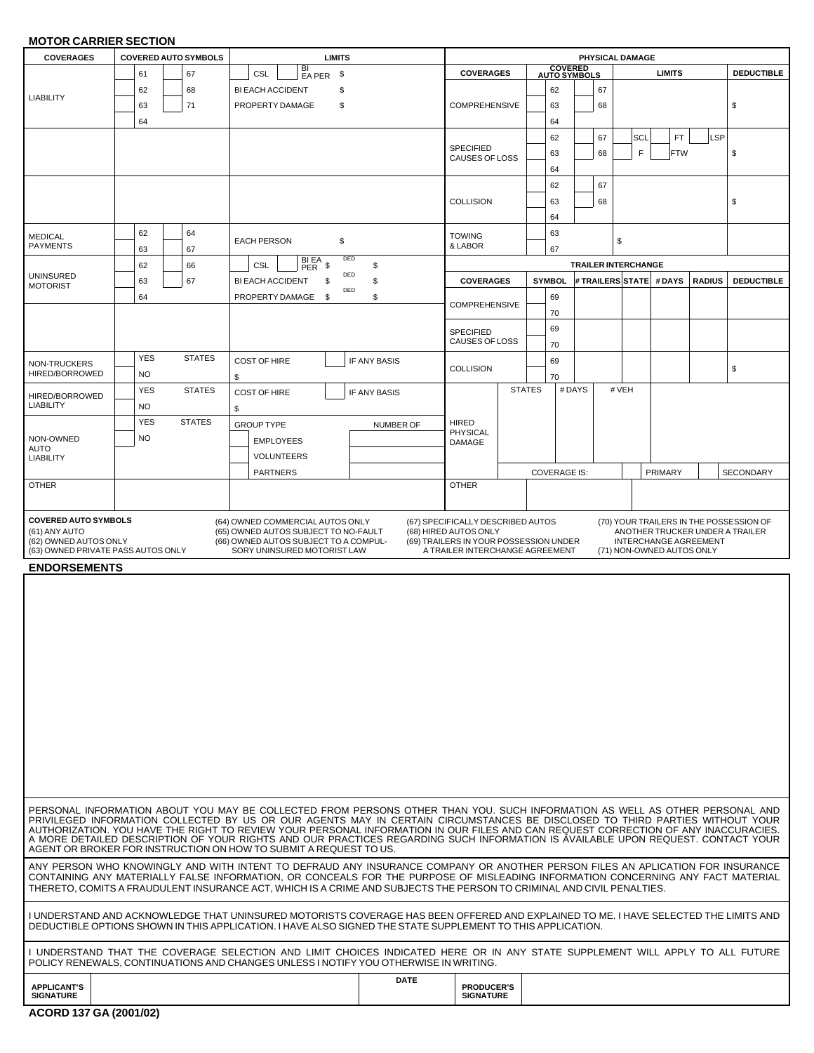## MOTOR CARRIER SECTION

| COVERAGES | COVERED AUTO SYMBOLS | | LIMITS |
|---|---|---|---|
| LIABILITY | 61 | 67 | CSL / BI EA PER $ |
| | 62 | 68 | BI EACH ACCIDENT $ |
| | 63 | 71 | PROPERTY DAMAGE $ |
| | 64 | | |
| MEDICAL PAYMENTS | 62 | 64 | EACH PERSON $ |
| | 63 | 67 | |
| UNINSURED MOTORIST | 62 | 66 | CSL / BI EA PER $ DED $ |
| | 63 | 67 | BI EACH ACCIDENT $ DED $ |
| | 64 | | PROPERTY DAMAGE $ DED $ |
| NON-TRUCKERS HIRED/BORROWED | YES | STATES | COST OF HIRE / IF ANY BASIS |
| | NO | | $ |
| HIRED/BORROWED LIABILITY | YES | STATES | COST OF HIRE / IF ANY BASIS |
| | NO | | $ |
| NON-OWNED AUTO LIABILITY | YES | STATES | GROUP TYPE / NUMBER OF |
| | NO | | EMPLOYEES |
| | | | VOLUNTEERS |
| | | | PARTNERS |
| OTHER | | | |

**PHYSICAL DAMAGE**

| COVERAGES | COVERED AUTO SYMBOLS | | LIMITS | DEDUCTIBLE |
|---|---|---|---|---|
| COMPREHENSIVE | 62 | 67 | | $ |
| | 63 | 68 | | |
| | 64 | | | |
| SPECIFIED CAUSES OF LOSS | 62 | 67 | SCL / FT / LSP | $ |
| | 63 | 68 | F / FTW | |
| | 64 | | | |
| COLLISION | 62 | 67 | | $ |
| | 63 | 68 | | |
| | 64 | | | |
| TOWING & LABOR | 63 | | $ | |
| | 67 | | | |

**TRAILER INTERCHANGE**

| COVERAGES | SYMBOL | # TRAILERS | STATE | # DAYS | RADIUS | DEDUCTIBLE |
|---|---|---|---|---|---|---|
| COMPREHENSIVE | 69 | | | | | |
| | 70 | | | | | |
| SPECIFIED CAUSES OF LOSS | 69 | | | | | |
| | 70 | | | | | |
| COLLISION | 69 | | | | | $ |
| | 70 | | | | | |

| HIRED PHYSICAL DAMAGE | STATES | # DAYS | # VEH |
|---|---|---|---|
| | | | |
| | COVERAGE IS: | PRIMARY | SECONDARY |
| OTHER | | | |

**COVERED AUTO SYMBOLS**
(61) ANY AUTO
(62) OWNED AUTOS ONLY
(63) OWNED PRIVATE PASS AUTOS ONLY
(64) OWNED COMMERCIAL AUTOS ONLY
(65) OWNED AUTOS SUBJECT TO NO-FAULT
(66) OWNED AUTOS SUBJECT TO A COMPULSORY UNINSURED MOTORIST LAW
(67) SPECIFICALLY DESCRIBED AUTOS
(68) HIRED AUTOS ONLY
(69) TRAILERS IN YOUR POSSESSION UNDER A TRAILER INTERCHANGE AGREEMENT
(70) YOUR TRAILERS IN THE POSSESSION OF ANOTHER TRUCKER UNDER A TRAILER INTERCHANGE AGREEMENT
(71) NON-OWNED AUTOS ONLY

## ENDORSEMENTS

PERSONAL INFORMATION ABOUT YOU MAY BE COLLECTED FROM PERSONS OTHER THAN YOU. SUCH INFORMATION AS WELL AS OTHER PERSONAL AND PRIVILEGED INFORMATION COLLECTED BY US OR OUR AGENTS MAY IN CERTAIN CIRCUMSTANCES BE DISCLOSED TO THIRD PARTIES WITHOUT YOUR AUTHORIZATION. YOU HAVE THE RIGHT TO REVIEW YOUR PERSONAL INFORMATION IN OUR FILES AND CAN REQUEST CORRECTION OF ANY INACCURACIES. A MORE DETAILED DESCRIPTION OF YOUR RIGHTS AND OUR PRACTICES REGARDING SUCH INFORMATION IS AVAILABLE UPON REQUEST. CONTACT YOUR AGENT OR BROKER FOR INSTRUCTION ON HOW TO SUBMIT A REQUEST TO US.

ANY PERSON WHO KNOWINGLY AND WITH INTENT TO DEFRAUD ANY INSURANCE COMPANY OR ANOTHER PERSON FILES AN APLICATION FOR INSURANCE CONTAINING ANY MATERIALLY FALSE INFORMATION, OR CONCEALS FOR THE PURPOSE OF MISLEADING INFORMATION CONCERNING ANY FACT MATERIAL THERETO, COMITS A FRAUDULENT INSURANCE ACT, WHICH IS A CRIME AND SUBJECTS THE PERSON TO CRIMINAL AND CIVIL PENALTIES.

I UNDERSTAND AND ACKNOWLEDGE THAT UNINSURED MOTORISTS COVERAGE HAS BEEN OFFERED AND EXPLAINED TO ME. I HAVE SELECTED THE LIMITS AND DEDUCTIBLE OPTIONS SHOWN IN THIS APPLICATION. I HAVE ALSO SIGNED THE STATE SUPPLEMENT TO THIS APPLICATION.

I UNDERSTAND THAT THE COVERAGE SELECTION AND LIMIT CHOICES INDICATED HERE OR IN ANY STATE SUPPLEMENT WILL APPLY TO ALL FUTURE POLICY RENEWALS, CONTINUATIONS AND CHANGES UNLESS I NOTIFY YOU OTHERWISE IN WRITING.

| APPLICANT'S SIGNATURE | | DATE | PRODUCER'S SIGNATURE | |
|---|---|---|---|---|

ACORD 137 GA (2001/02)